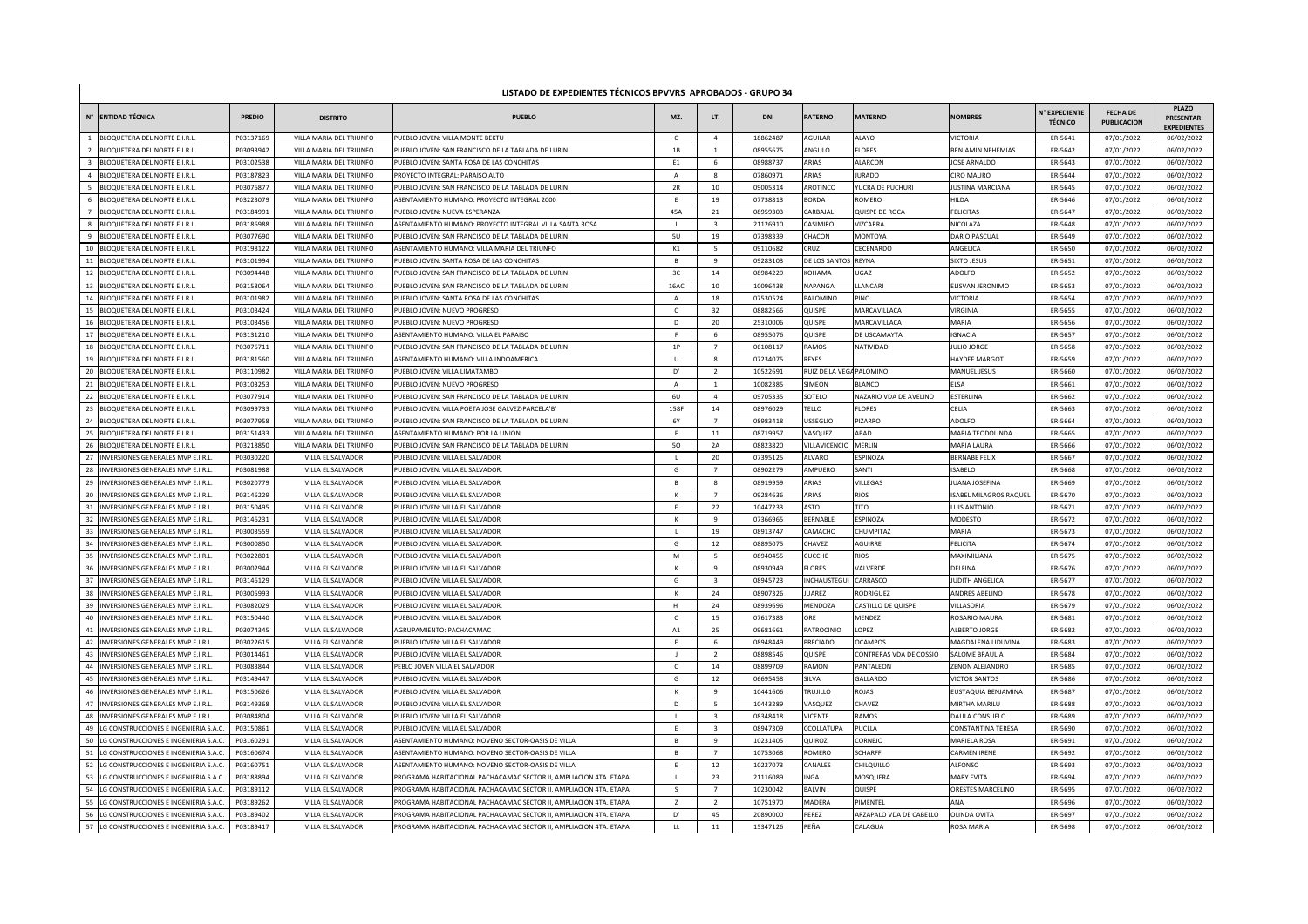# LISTADO DE EXPEDIENTES TÉCNICOS BPVVRS APROBADOS - GRUPO 34

| N° | ENTIDAD TÉCNICA | PREDIO | DISTRITO | PUEBLO | MZ. | LT. | DNI | PATERNO | MATERNO | NOMBRES | N° EXPEDIENTE TÉCNICO | FECHA DE PUBLICACION | PLAZO PRESENTAR EXPEDIENTES |
|---|---|---|---|---|---|---|---|---|---|---|---|---|---|
| 1 | BLOQUETERA DEL NORTE E.I.R.L. | P03137169 | VILLA MARIA DEL TRIUNFO | PUEBLO JOVEN: VILLA MONTE BEKTU | C | 4 | 18862487 | AGUILAR | ALAYO | VICTORIA | ER-5641 | 07/01/2022 | 06/02/2022 |
| 2 | BLOQUETERA DEL NORTE E.I.R.L. | P03093942 | VILLA MARIA DEL TRIUNFO | PUEBLO JOVEN: SAN FRANCISCO DE LA TABLADA DE LURIN | 1B | 1 | 08955675 | ANGULO | FLORES | BENJAMIN NEHEMIAS | ER-5642 | 07/01/2022 | 06/02/2022 |
| 3 | BLOQUETERA DEL NORTE E.I.R.L. | P03102538 | VILLA MARIA DEL TRIUNFO | PUEBLO JOVEN: SANTA ROSA DE LAS CONCHITAS | E1 | 6 | 08988737 | ARIAS | ALARCON | JOSE ARNALDO | ER-5643 | 07/01/2022 | 06/02/2022 |
| 4 | BLOQUETERA DEL NORTE E.I.R.L. | P03187823 | VILLA MARIA DEL TRIUNFO | PROYECTO INTEGRAL: PARAISO ALTO | A | 8 | 07860971 | ARIAS | JURADO | CIRO MAURO | ER-5644 | 07/01/2022 | 06/02/2022 |
| 5 | BLOQUETERA DEL NORTE E.I.R.L. | P03076877 | VILLA MARIA DEL TRIUNFO | PUEBLO JOVEN: SAN FRANCISCO DE LA TABLADA DE LURIN | 2R | 10 | 09005314 | AROTINCO | YUCRA DE PUCHURI | JUSTINA MARCIANA | ER-5645 | 07/01/2022 | 06/02/2022 |
| 6 | BLOQUETERA DEL NORTE E.I.R.L. | P03223079 | VILLA MARIA DEL TRIUNFO | ASENTAMIENTO HUMANO: PROYECTO INTEGRAL 2000 | E | 19 | 07738813 | BORDA | ROMERO | HILDA | ER-5646 | 07/01/2022 | 06/02/2022 |
| 7 | BLOQUETERA DEL NORTE E.I.R.L. | P03184991 | VILLA MARIA DEL TRIUNFO | PUEBLO JOVEN: NUEVA ESPERANZA | 45A | 21 | 08959303 | CARBAJAL | QUISPE DE ROCA | FELICITAS | ER-5647 | 07/01/2022 | 06/02/2022 |
| 8 | BLOQUETERA DEL NORTE E.I.R.L. | P03186988 | VILLA MARIA DEL TRIUNFO | ASENTAMIENTO HUMANO: PROYECTO INTEGRAL VILLA SANTA ROSA | I | 3 | 21126910 | CASIMIRO | VIZCARRA | NICOLAZA | ER-5648 | 07/01/2022 | 06/02/2022 |
| 9 | BLOQUETERA DEL NORTE E.I.R.L. | P03077690 | VILLA MARIA DEL TRIUNFO | PUEBLO JOVEN: SAN FRANCISCO DE LA TABLADA DE LURIN | 5U | 19 | 07398339 | CHACON | MONTOYA | DARIO PASCUAL | ER-5649 | 07/01/2022 | 06/02/2022 |
| 10 | BLOQUETERA DEL NORTE E.I.R.L. | P03198122 | VILLA MARIA DEL TRIUNFO | ASENTAMIENTO HUMANO: VILLA MARIA DEL TRIUNFO | K1 | 5 | 09110682 | CRUZ | CECENARDO | ANGELICA | ER-5650 | 07/01/2022 | 06/02/2022 |
| 11 | BLOQUETERA DEL NORTE E.I.R.L. | P03101994 | VILLA MARIA DEL TRIUNFO | PUEBLO JOVEN: SANTA ROSA DE LAS CONCHITAS | B | 9 | 09283103 | DE LOS SANTOS | REYNA | SIXTO JESUS | ER-5651 | 07/01/2022 | 06/02/2022 |
| 12 | BLOQUETERA DEL NORTE E.I.R.L. | P03094448 | VILLA MARIA DEL TRIUNFO | PUEBLO JOVEN: SAN FRANCISCO DE LA TABLADA DE LURIN | 3C | 14 | 08984229 | KOHAMA | UGAZ | ADOLFO | ER-5652 | 07/01/2022 | 06/02/2022 |
| 13 | BLOQUETERA DEL NORTE E.I.R.L. | P03158064 | VILLA MARIA DEL TRIUNFO | PUEBLO JOVEN: SAN FRANCISCO DE LA TABLADA DE LURIN | 16AC | 10 | 10096438 | NAPANGA | LLANCARI | ELISVAN JERONIMO | ER-5653 | 07/01/2022 | 06/02/2022 |
| 14 | BLOQUETERA DEL NORTE E.I.R.L. | P03101982 | VILLA MARIA DEL TRIUNFO | PUEBLO JOVEN: SANTA ROSA DE LAS CONCHITAS | A | 18 | 07530524 | PALOMINO | PINO | VICTORIA | ER-5654 | 07/01/2022 | 06/02/2022 |
| 15 | BLOQUETERA DEL NORTE E.I.R.L. | P03103424 | VILLA MARIA DEL TRIUNFO | PUEBLO JOVEN: NUEVO PROGRESO | C | 32 | 08882566 | QUISPE | MARCAVILLACA | VIRGINIA | ER-5655 | 07/01/2022 | 06/02/2022 |
| 16 | BLOQUETERA DEL NORTE E.I.R.L. | P03103456 | VILLA MARIA DEL TRIUNFO | PUEBLO JOVEN: NUEVO PROGRESO | D | 20 | 25310006 | QUISPE | MARCAVILLACA | MARIA | ER-5656 | 07/01/2022 | 06/02/2022 |
| 17 | BLOQUETERA DEL NORTE E.I.R.L. | P03131210 | VILLA MARIA DEL TRIUNFO | ASENTAMIENTO HUMANO: VILLA EL PARAISO | F | 6 | 08955076 | QUISPE | DE USCAMAYTA | IGNACIA | ER-5657 | 07/01/2022 | 06/02/2022 |
| 18 | BLOQUETERA DEL NORTE E.I.R.L. | P03076711 | VILLA MARIA DEL TRIUNFO | PUEBLO JOVEN: SAN FRANCISCO DE LA TABLADA DE LURIN | 1P | 7 | 06108117 | RAMOS | NATIVIDAD | JULIO JORGE | ER-5658 | 07/01/2022 | 06/02/2022 |
| 19 | BLOQUETERA DEL NORTE E.I.R.L. | P03181560 | VILLA MARIA DEL TRIUNFO | ASENTAMIENTO HUMANO: VILLA INDOAMERICA | U | 8 | 07234075 | REYES | | HAYDEE MARGOT | ER-5659 | 07/01/2022 | 06/02/2022 |
| 20 | BLOQUETERA DEL NORTE E.I.R.L. | P03110982 | VILLA MARIA DEL TRIUNFO | PUEBLO JOVEN: VILLA LIMATAMBO | D' | 2 | 10522691 | RUIZ DE LA VEGA | PALOMINO | MANUEL JESUS | ER-5660 | 07/01/2022 | 06/02/2022 |
| 21 | BLOQUETERA DEL NORTE E.I.R.L. | P03103253 | VILLA MARIA DEL TRIUNFO | PUEBLO JOVEN: NUEVO PROGRESO | A | 1 | 10082385 | SIMEON | BLANCO | ELSA | ER-5661 | 07/01/2022 | 06/02/2022 |
| 22 | BLOQUETERA DEL NORTE E.I.R.L. | P03077914 | VILLA MARIA DEL TRIUNFO | PUEBLO JOVEN: SAN FRANCISCO DE LA TABLADA DE LURIN | 6U | 4 | 09705335 | SOTELO | NAZARIO VDA DE AVELINO | ESTERLINA | ER-5662 | 07/01/2022 | 06/02/2022 |
| 23 | BLOQUETERA DEL NORTE E.I.R.L. | P03099733 | VILLA MARIA DEL TRIUNFO | PUEBLO JOVEN: VILLA POETA JOSE GALVEZ-PARCELA'B' | 158F | 14 | 08976029 | TELLO | FLORES | CELIA | ER-5663 | 07/01/2022 | 06/02/2022 |
| 24 | BLOQUETERA DEL NORTE E.I.R.L. | P03077958 | VILLA MARIA DEL TRIUNFO | PUEBLO JOVEN: SAN FRANCISCO DE LA TABLADA DE LURIN | 6Y | 7 | 08983418 | USSEGLIO | PIZARRO | ADOLFO | ER-5664 | 07/01/2022 | 06/02/2022 |
| 25 | BLOQUETERA DEL NORTE E.I.R.L. | P03151433 | VILLA MARIA DEL TRIUNFO | ASENTAMIENTO HUMANO: POR LA UNION | F | 11 | 08719957 | VASQUEZ | ABAD | MARIA TEODOLINDA | ER-5665 | 07/01/2022 | 06/02/2022 |
| 26 | BLOQUETERA DEL NORTE E.I.R.L. | P03218850 | VILLA MARIA DEL TRIUNFO | PUEBLO JOVEN: SAN FRANCISCO DE LA TABLADA DE LURIN | 5O | 2A | 08823820 | VILLAVICENCIO | MERLIN | MARIA LAURA | ER-5666 | 07/01/2022 | 06/02/2022 |
| 27 | INVERSIONES GENERALES MVP E.I.R.L. | P03030220 | VILLA EL SALVADOR | PUEBLO JOVEN: VILLA EL SALVADOR | L | 20 | 07395125 | ALVARO | ESPINOZA | BERNABE FELIX | ER-5667 | 07/01/2022 | 06/02/2022 |
| 28 | INVERSIONES GENERALES MVP E.I.R.L. | P03081988 | VILLA EL SALVADOR | PUEBLO JOVEN: VILLA EL SALVADOR. | G | 7 | 08902279 | AMPUERO | SANTI | ISABELO | ER-5668 | 07/01/2022 | 06/02/2022 |
| 29 | INVERSIONES GENERALES MVP E.I.R.L. | P03020779 | VILLA EL SALVADOR | PUEBLO JOVEN: VILLA EL SALVADOR | B | 8 | 08919959 | ARIAS | VILLEGAS | JUANA JOSEFINA | ER-5669 | 07/01/2022 | 06/02/2022 |
| 30 | INVERSIONES GENERALES MVP E.I.R.L. | P03146229 | VILLA EL SALVADOR | PUEBLO JOVEN: VILLA EL SALVADOR | K | 7 | 09284636 | ARIAS | RIOS | ISABEL MILAGROS RAQUEL | ER-5670 | 07/01/2022 | 06/02/2022 |
| 31 | INVERSIONES GENERALES MVP E.I.R.L. | P03150495 | VILLA EL SALVADOR | PUEBLO JOVEN: VILLA EL SALVADOR | E | 22 | 10447233 | ASTO | TITO | LUIS ANTONIO | ER-5671 | 07/01/2022 | 06/02/2022 |
| 32 | INVERSIONES GENERALES MVP E.I.R.L. | P03146231 | VILLA EL SALVADOR | PUEBLO JOVEN: VILLA EL SALVADOR | K | 9 | 07366965 | BERNABLE | ESPINOZA | MODESTO | ER-5672 | 07/01/2022 | 06/02/2022 |
| 33 | INVERSIONES GENERALES MVP E.I.R.L. | P03003559 | VILLA EL SALVADOR | PUEBLO JOVEN: VILLA EL SALVADOR | L | 19 | 08913747 | CAMACHO | CHUMPITAZ | MARIA | ER-5673 | 07/01/2022 | 06/02/2022 |
| 34 | INVERSIONES GENERALES MVP E.I.R.L. | P03000850 | VILLA EL SALVADOR | PUEBLO JOVEN: VILLA EL SALVADOR. | G | 12 | 08895075 | CHAVEZ | AGUIRRE | FELICITA | ER-5674 | 07/01/2022 | 06/02/2022 |
| 35 | INVERSIONES GENERALES MVP E.I.R.L. | P03022801 | VILLA EL SALVADOR | PUEBLO JOVEN: VILLA EL SALVADOR | M | 5 | 08940455 | CUCCHE | RIOS | MAXIMILIANA | ER-5675 | 07/01/2022 | 06/02/2022 |
| 36 | INVERSIONES GENERALES MVP E.I.R.L. | P03002944 | VILLA EL SALVADOR | PUEBLO JOVEN: VILLA EL SALVADOR | K | 9 | 08930949 | FLORES | VALVERDE | DELFINA | ER-5676 | 07/01/2022 | 06/02/2022 |
| 37 | INVERSIONES GENERALES MVP E.I.R.L. | P03146129 | VILLA EL SALVADOR | PUEBLO JOVEN: VILLA EL SALVADOR. | G | 3 | 08945723 | INCHAUSTEGUI | CARRASCO | JUDITH ANGELICA | ER-5677 | 07/01/2022 | 06/02/2022 |
| 38 | INVERSIONES GENERALES MVP E.I.R.L. | P03005993 | VILLA EL SALVADOR | PUEBLO JOVEN: VILLA EL SALVADOR | K | 24 | 08907326 | JUAREZ | RODRIGUEZ | ANDRES ABELINO | ER-5678 | 07/01/2022 | 06/02/2022 |
| 39 | INVERSIONES GENERALES MVP E.I.R.L. | P03082029 | VILLA EL SALVADOR | PUEBLO JOVEN: VILLA EL SALVADOR. | H | 24 | 08939696 | MENDOZA | CASTILLO DE QUISPE | VILLASORIA | ER-5679 | 07/01/2022 | 06/02/2022 |
| 40 | INVERSIONES GENERALES MVP E.I.R.L. | P03150440 | VILLA EL SALVADOR | PUEBLO JOVEN: VILLA EL SALVADOR | C | 15 | 07617383 | ORE | MENDEZ | ROSARIO MAURA | ER-5681 | 07/01/2022 | 06/02/2022 |
| 41 | INVERSIONES GENERALES MVP E.I.R.L. | P03074345 | VILLA EL SALVADOR | AGRUPAMIENTO: PACHACAMAC | A1 | 25 | 09681661 | PATROCINIO | LOPEZ | ALBERTO JORGE | ER-5682 | 07/01/2022 | 06/02/2022 |
| 42 | INVERSIONES GENERALES MVP E.I.R.L. | P03022615 | VILLA EL SALVADOR | PUEBLO JOVEN: VILLA EL SALVADOR | E | 6 | 08948449 | PRECIADO | OCAMPOS | MAGDALENA LIDUVINA | ER-5683 | 07/01/2022 | 06/02/2022 |
| 43 | INVERSIONES GENERALES MVP E.I.R.L. | P03014461 | VILLA EL SALVADOR | PUEBLO JOVEN: VILLA EL SALVADOR. | J | 2 | 08898546 | QUISPE | CONTRERAS VDA DE COSSIO | SALOME BRAULIA | ER-5684 | 07/01/2022 | 06/02/2022 |
| 44 | INVERSIONES GENERALES MVP E.I.R.L. | P03083844 | VILLA EL SALVADOR | PEBLO JOVEN VILLA EL SALVADOR | C | 14 | 08899709 | RAMON | PANTALEON | ZENON ALEJANDRO | ER-5685 | 07/01/2022 | 06/02/2022 |
| 45 | INVERSIONES GENERALES MVP E.I.R.L. | P03149447 | VILLA EL SALVADOR | PUEBLO JOVEN: VILLA EL SALVADOR | G | 12 | 06695458 | SILVA | GALLARDO | VICTOR SANTOS | ER-5686 | 07/01/2022 | 06/02/2022 |
| 46 | INVERSIONES GENERALES MVP E.I.R.L. | P03150626 | VILLA EL SALVADOR | PUEBLO JOVEN: VILLA EL SALVADOR | K | 9 | 10441606 | TRUJILLO | ROJAS | EUSTAQUIA BENJAMINA | ER-5687 | 07/01/2022 | 06/02/2022 |
| 47 | INVERSIONES GENERALES MVP E.I.R.L. | P03149368 | VILLA EL SALVADOR | PUEBLO JOVEN: VILLA EL SALVADOR | D | 5 | 10443289 | VASQUEZ | CHAVEZ | MIRTHA MARILU | ER-5688 | 07/01/2022 | 06/02/2022 |
| 48 | INVERSIONES GENERALES MVP E.I.R.L. | P03084804 | VILLA EL SALVADOR | PUEBLO JOVEN: VILLA EL SALVADOR | L | 3 | 08348418 | VICENTE | RAMOS | DALILA CONSUELO | ER-5689 | 07/01/2022 | 06/02/2022 |
| 49 | LG CONSTRUCCIONES E INGENIERIA S.A.C. | P03150861 | VILLA EL SALVADOR | PUEBLO JOVEN: VILLA EL SALVADOR | E | 3 | 08947309 | CCOLLATUPA | PUCLLA | CONSTANTINA TERESA | ER-5690 | 07/01/2022 | 06/02/2022 |
| 50 | LG CONSTRUCCIONES E INGENIERIA S.A.C. | P03160291 | VILLA EL SALVADOR | ASENTAMIENTO HUMANO: NOVENO SECTOR-OASIS DE VILLA | B | 9 | 10231405 | QUIROZ | CORNEJO | MARIELA ROSA | ER-5691 | 07/01/2022 | 06/02/2022 |
| 51 | LG CONSTRUCCIONES E INGENIERIA S.A.C. | P03160674 | VILLA EL SALVADOR | ASENTAMIENTO HUMANO: NOVENO SECTOR-OASIS DE VILLA | B | 7 | 10753068 | ROMERO | SCHARFF | CARMEN IRENE | ER-5692 | 07/01/2022 | 06/02/2022 |
| 52 | LG CONSTRUCCIONES E INGENIERIA S.A.C. | P03160751 | VILLA EL SALVADOR | ASENTAMIENTO HUMANO: NOVENO SECTOR-OASIS DE VILLA | E | 12 | 10227073 | CANALES | CHILQUILLO | ALFONSO | ER-5693 | 07/01/2022 | 06/02/2022 |
| 53 | LG CONSTRUCCIONES E INGENIERIA S.A.C. | P03188894 | VILLA EL SALVADOR | PROGRAMA HABITACIONAL PACHACAMAC SECTOR II, AMPLIACION 4TA. ETAPA | L | 23 | 21116089 | INGA | MOSQUERA | MARY EVITA | ER-5694 | 07/01/2022 | 06/02/2022 |
| 54 | LG CONSTRUCCIONES E INGENIERIA S.A.C. | P03189112 | VILLA EL SALVADOR | PROGRAMA HABITACIONAL PACHACAMAC SECTOR II, AMPLIACION 4TA. ETAPA | S | 7 | 10230042 | BALVIN | QUISPE | ORESTES MARCELINO | ER-5695 | 07/01/2022 | 06/02/2022 |
| 55 | LG CONSTRUCCIONES E INGENIERIA S.A.C. | P03189262 | VILLA EL SALVADOR | PROGRAMA HABITACIONAL PACHACAMAC SECTOR II, AMPLIACION 4TA. ETAPA | Z | 2 | 10751970 | MADERA | PIMENTEL | ANA | ER-5696 | 07/01/2022 | 06/02/2022 |
| 56 | LG CONSTRUCCIONES E INGENIERIA S.A.C. | P03189402 | VILLA EL SALVADOR | PROGRAMA HABITACIONAL PACHACAMAC SECTOR II, AMPLIACION 4TA. ETAPA | D' | 45 | 20890000 | PEREZ | ARZAPALO VDA DE CABELLO | OLINDA OVITA | ER-5697 | 07/01/2022 | 06/02/2022 |
| 57 | LG CONSTRUCCIONES E INGENIERIA S.A.C. | P03189417 | VILLA EL SALVADOR | PROGRAMA HABITACIONAL PACHACAMAC SECTOR II, AMPLIACION 4TA. ETAPA | LL | 11 | 15347126 | PEÑA | CALAGUA | ROSA MARIA | ER-5698 | 07/01/2022 | 06/02/2022 |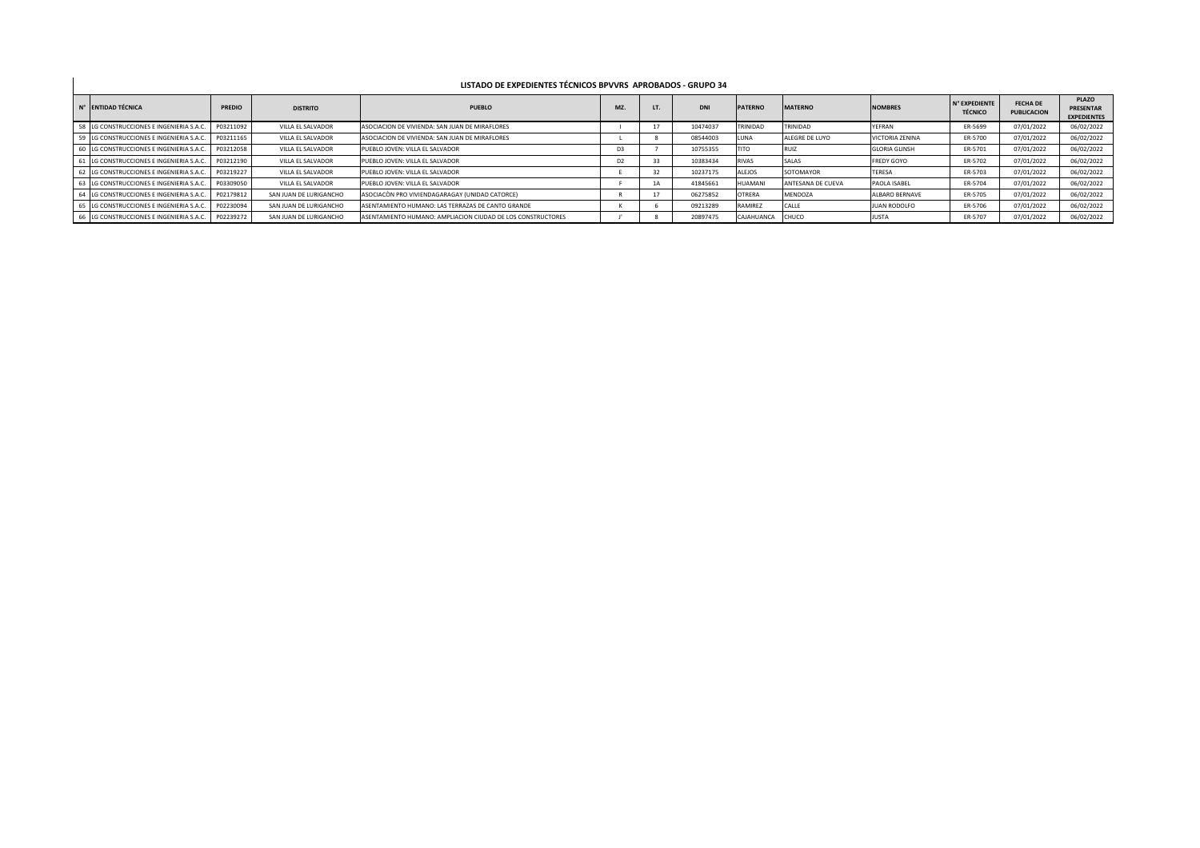## LISTADO DE EXPEDIENTES TÉCNICOS BPVVRS APROBADOS - GRUPO 34

| N° | ENTIDAD TÉCNICA | PREDIO | DISTRITO | PUEBLO | MZ. | LT. | DNI | PATERNO | MATERNO | NOMBRES | N° EXPEDIENTE TÉCNICO | FECHA DE PUBLICACION | PLAZO PRESENTAR EXPEDIENTES |
|---|---|---|---|---|---|---|---|---|---|---|---|---|---|
| 58 | LG CONSTRUCCIONES E INGENIERIA S.A.C. | P03211092 | VILLA EL SALVADOR | ASOCIACION DE VIVIENDA: SAN JUAN DE MIRAFLORES | I | 17 | 10474037 | TRINIDAD | TRINIDAD | YEFRAN | ER-5699 | 07/01/2022 | 06/02/2022 |
| 59 | LG CONSTRUCCIONES E INGENIERIA S.A.C. | P03211165 | VILLA EL SALVADOR | ASOCIACION DE VIVIENDA: SAN JUAN DE MIRAFLORES | L | 8 | 08544003 | LUNA | ALEGRE DE LUYO | VICTORIA ZENINA | ER-5700 | 07/01/2022 | 06/02/2022 |
| 60 | LG CONSTRUCCIONES E INGENIERIA S.A.C. | P03212058 | VILLA EL SALVADOR | PUEBLO JOVEN: VILLA EL SALVADOR | D3 | 7 | 10755355 | TITO | RUIZ | GLORIA GLINSH | ER-5701 | 07/01/2022 | 06/02/2022 |
| 61 | LG CONSTRUCCIONES E INGENIERIA S.A.C. | P03212190 | VILLA EL SALVADOR | PUEBLO JOVEN: VILLA EL SALVADOR | D2 | 33 | 10383434 | RIVAS | SALAS | FREDY GOYO | ER-5702 | 07/01/2022 | 06/02/2022 |
| 62 | LG CONSTRUCCIONES E INGENIERIA S.A.C. | P03219227 | VILLA EL SALVADOR | PUEBLO JOVEN: VILLA EL SALVADOR | E | 32 | 10237175 | ALEJOS | SOTOMAYOR | TERESA | ER-5703 | 07/01/2022 | 06/02/2022 |
| 63 | LG CONSTRUCCIONES E INGENIERIA S.A.C. | P03309050 | VILLA EL SALVADOR | PUEBLO JOVEN: VILLA EL SALVADOR | F | 1A | 41845661 | HUAMANI | ANTESANA DE CUEVA | PAOLA ISABEL | ER-5704 | 07/01/2022 | 06/02/2022 |
| 64 | LG CONSTRUCCIONES E INGENIERIA S.A.C. | P02179812 | SAN JUAN DE LURIGANCHO | ASOCIACÒN PRO VIVIENDAGARAGAY (UNIDAD CATORCE) | R | 17 | 06275852 | OTRERA | MENDOZA | ALBARO BERNAVE | ER-5705 | 07/01/2022 | 06/02/2022 |
| 65 | LG CONSTRUCCIONES E INGENIERIA S.A.C. | P02230094 | SAN JUAN DE LURIGANCHO | ASENTAMIENTO HUMANO: LAS TERRAZAS DE CANTO GRANDE | K | 6 | 09213289 | RAMIREZ | CALLE | JUAN RODOLFO | ER-5706 | 07/01/2022 | 06/02/2022 |
| 66 | LG CONSTRUCCIONES E INGENIERIA S.A.C. | P02239272 | SAN JUAN DE LURIGANCHO | ASENTAMIENTO HUMANO: AMPLIACION CIUDAD DE LOS CONSTRUCTORES | J' | 8 | 20897475 | CAJAHUANCA | CHUCO | JUSTA | ER-5707 | 07/01/2022 | 06/02/2022 |